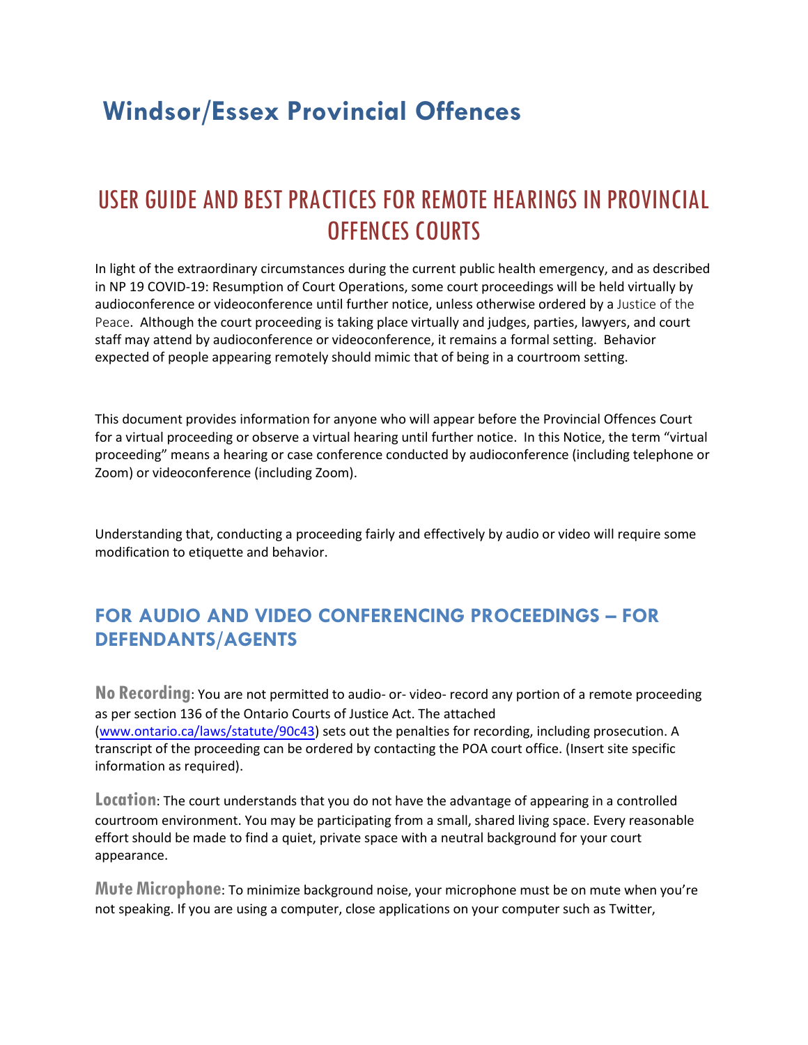# Windsor/Essex Provincial Offences

## USER GUIDE AND BEST PRACTICES FOR REMOTE HEARINGS IN PROVINCIAL OFFENCES COURTS

In light of the extraordinary circumstances during the current public health emergency, and as described in NP 19 COVID-19: Resumption of Court Operations, some court proceedings will be held virtually by audioconference or videoconference until further notice, unless otherwise ordered by a Justice of the Peace. Although the court proceeding is taking place virtually and judges, parties, lawyers, and court staff may attend by audioconference or videoconference, it remains a formal setting. Behavior expected of people appearing remotely should mimic that of being in a courtroom setting.

This document provides information for anyone who will appear before the Provincial Offences Court for a virtual proceeding or observe a virtual hearing until further notice. In this Notice, the term "virtual proceeding" means a hearing or case conference conducted by audioconference (including telephone or Zoom) or videoconference (including Zoom).

Understanding that, conducting a proceeding fairly and effectively by audio or video will require some modification to etiquette and behavior.

### FOR AUDIO AND VIDEO CONFERENCING PROCEEDINGS – FOR DEFENDANTS/AGENTS

**No Recording**: You are not permitted to audio- or- video- record any portion of a remote proceeding as per section 136 of the Ontario Courts of Justice Act. The attached (www.ontario.ca/laws/statute/90c43) sets out the penalties for recording, including prosecution. A transcript of the proceeding can be ordered by contacting the POA court office. (Insert site specific information as required).

**Location**: The court understands that you do not have the advantage of appearing in a controlled courtroom environment. You may be participating from a small, shared living space. Every reasonable effort should be made to find a quiet, private space with a neutral background for your court appearance.

**Mute Microphone**: To minimize background noise, your microphone must be on mute when you're not speaking. If you are using a computer, close applications on your computer such as Twitter,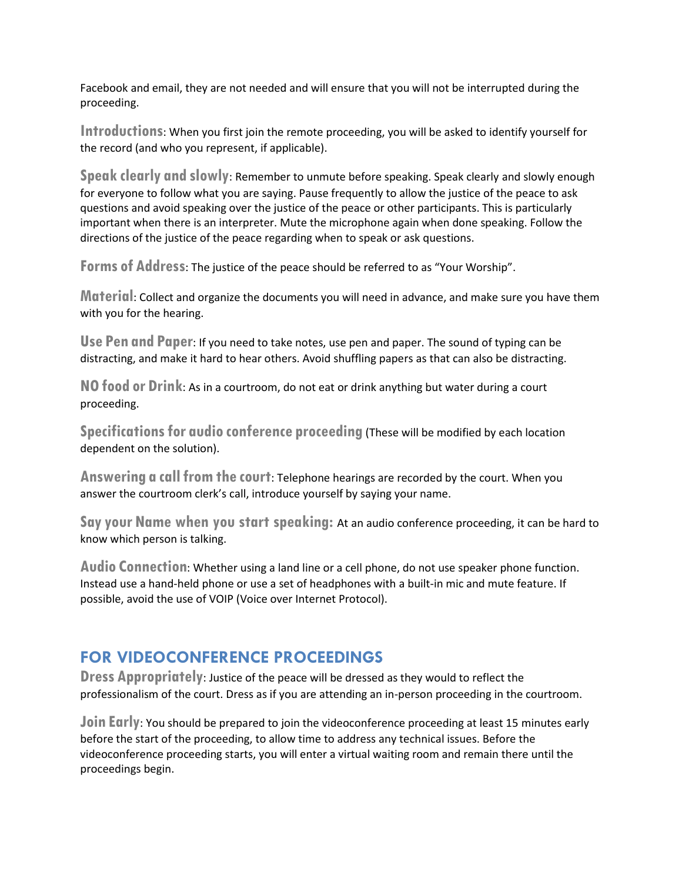Facebook and email, they are not needed and will ensure that you will not be interrupted during the proceeding.

**Introductions**: When you first join the remote proceeding, you will be asked to identify yourself for the record (and who you represent, if applicable).

**Speak clearly and slowly**: Remember to unmute before speaking. Speak clearly and slowly enough for everyone to follow what you are saying. Pause frequently to allow the justice of the peace to ask questions and avoid speaking over the justice of the peace or other participants. This is particularly important when there is an interpreter. Mute the microphone again when done speaking. Follow the directions of the justice of the peace regarding when to speak or ask questions.

**Forms of Address**: The justice of the peace should be referred to as "Your Worship".

**Material**: Collect and organize the documents you will need in advance, and make sure you have them with you for the hearing.

**Use Pen and Paper**: If you need to take notes, use pen and paper. The sound of typing can be distracting, and make it hard to hear others. Avoid shuffling papers as that can also be distracting.

**NO food or Drink**: As in a courtroom, do not eat or drink anything but water during a court proceeding.

**Specifications for audio conference proceeding** (These will be modified by each location dependent on the solution).

**Answering a call from the court**: Telephone hearings are recorded by the court. When you answer the courtroom clerk's call, introduce yourself by saying your name.

**Say your Name when you start speaking:** At an audio conference proceeding, it can be hard to know which person is talking.

**Audio Connection**: Whether using a land line or a cell phone, do not use speaker phone function. Instead use a hand-held phone or use a set of headphones with a built-in mic and mute feature. If possible, avoid the use of VOIP (Voice over Internet Protocol).

## FOR VIDEOCONFERENCE PROCEEDINGS

**Dress Appropriately**: Justice of the peace will be dressed as they would to reflect the professionalism of the court. Dress as if you are attending an in-person proceeding in the courtroom.

**Join Early**: You should be prepared to join the videoconference proceeding at least 15 minutes early before the start of the proceeding, to allow time to address any technical issues. Before the videoconference proceeding starts, you will enter a virtual waiting room and remain there until the proceedings begin.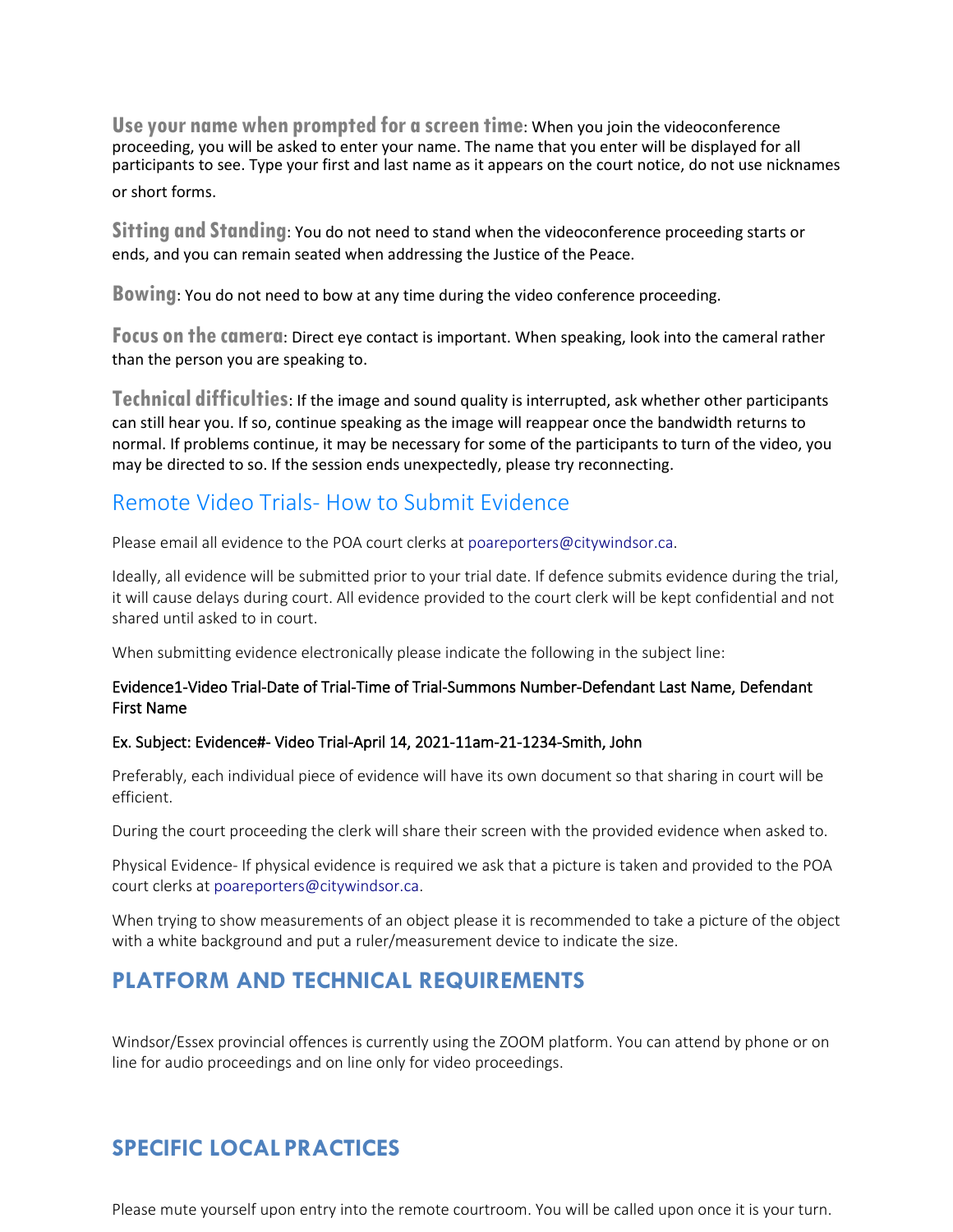**Use your name when prompted for a screen time**: When you join the videoconference proceeding, you will be asked to enter your name. The name that you enter will be displayed for all participants to see. Type your first and last name as it appears on the court notice, do not use nicknames or short forms.

**Sitting and Standing**: You do not need to stand when the videoconference proceeding starts or ends, and you can remain seated when addressing the Justice of the Peace.

**Bowing**: You do not need to bow at any time during the video conference proceeding.

**Focus on the camera**: Direct eye contact is important. When speaking, look into the cameral rather than the person you are speaking to.

**Technical difficulties**: If the image and sound quality is interrupted, ask whether other participants can still hear you. If so, continue speaking as the image will reappear once the bandwidth returns to normal. If problems continue, it may be necessary for some of the participants to turn of the video, you may be directed to so. If the session ends unexpectedly, please try reconnecting.

## Remote Video Trials- How to Submit Evidence

Please email all evidence to the POA court clerks at poareporters@citywindsor.ca.

Ideally, all evidence will be submitted prior to your trial date. If defence submits evidence during the trial, it will cause delays during court. All evidence provided to the court clerk will be kept confidential and not shared until asked to in court.

When submitting evidence electronically please indicate the following in the subject line:

Evidence1-Video Trial-Date of Trial-Time of Trial-Summons Number-Defendant Last Name, Defendant First Name

Ex. Subject: Evidence#- Video Trial-April 14, 2021-11am-21-1234-Smith, John

Preferably, each individual piece of evidence will have its own document so that sharing in court will be efficient.

During the court proceeding the clerk will share their screen with the provided evidence when asked to.

Physical Evidence- If physical evidence is required we ask that a picture is taken and provided to the POA court clerks at poareporters@citywindsor.ca.

When trying to show measurements of an object please it is recommended to take a picture of the object with a white background and put a ruler/measurement device to indicate the size.

## PLATFORM AND TECHNICAL REQUIREMENTS

Windsor/Essex provincial offences is currently using the ZOOM platform. You can attend by phone or on line for audio proceedings and on line only for video proceedings.

## SPECIFIC LOCAL PRACTICES

Please mute yourself upon entry into the remote courtroom. You will be called upon once it is your turn.